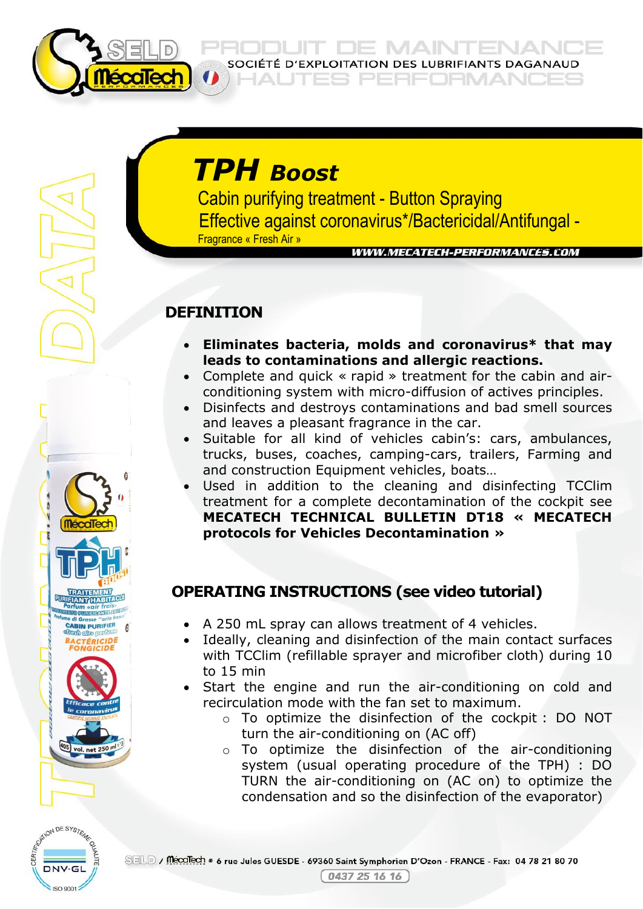# TPH Boost

Cabin purifying treatment - Button Spraying

Effective against coronavirus*/Bactericidal/Antifungal -

Fragrance « Fresh Air »

WWW.MECATECH-PERFORMANCES.COM

## DEFINITION

- **Eliminates bacteria, molds and coronavirus* that may leads to contaminations and allergic reactions.**
- Complete and quick « rapid » treatment for the cabin and air-conditioning system with micro-diffusion of actives principles.
- Disinfects and destroys contaminations and bad smell sources and leaves a pleasant fragrance in the car.
- Suitable for all kind of vehicles cabin's: cars, ambulances, trucks, buses, coaches, camping-cars, trailers, Farming and and construction Equipment vehicles, boats…
- Used in addition to the cleaning and disinfecting TCClim treatment for a complete decontamination of the cockpit see **MECATECH TECHNICAL BULLETIN DT18 « MECATECH protocols for Vehicles Decontamination »**

## OPERATING INSTRUCTIONS (see video tutorial)

- A 250 mL spray can allows treatment of 4 vehicles.
- Ideally, cleaning and disinfection of the main contact surfaces with TCClim (refillable sprayer and microfiber cloth) during 10 to 15 min
- Start the engine and run the air-conditioning on cold and recirculation mode with the fan set to maximum.
  - To optimize the disinfection of the cockpit : DO NOT turn the air-conditioning on (AC off)
  - To optimize the disinfection of the air-conditioning system (usual operating procedure of the TPH) : DO TURN the air-conditioning on (AC on) to optimize the condensation and so the disinfection of the evaporator)

SELD / MécaTech ® 6 rue Jules GUESDE - 69360 Saint Symphorien D'Ozon - FRANCE - Fax: 04 78 21 80 70

0437 25 16 16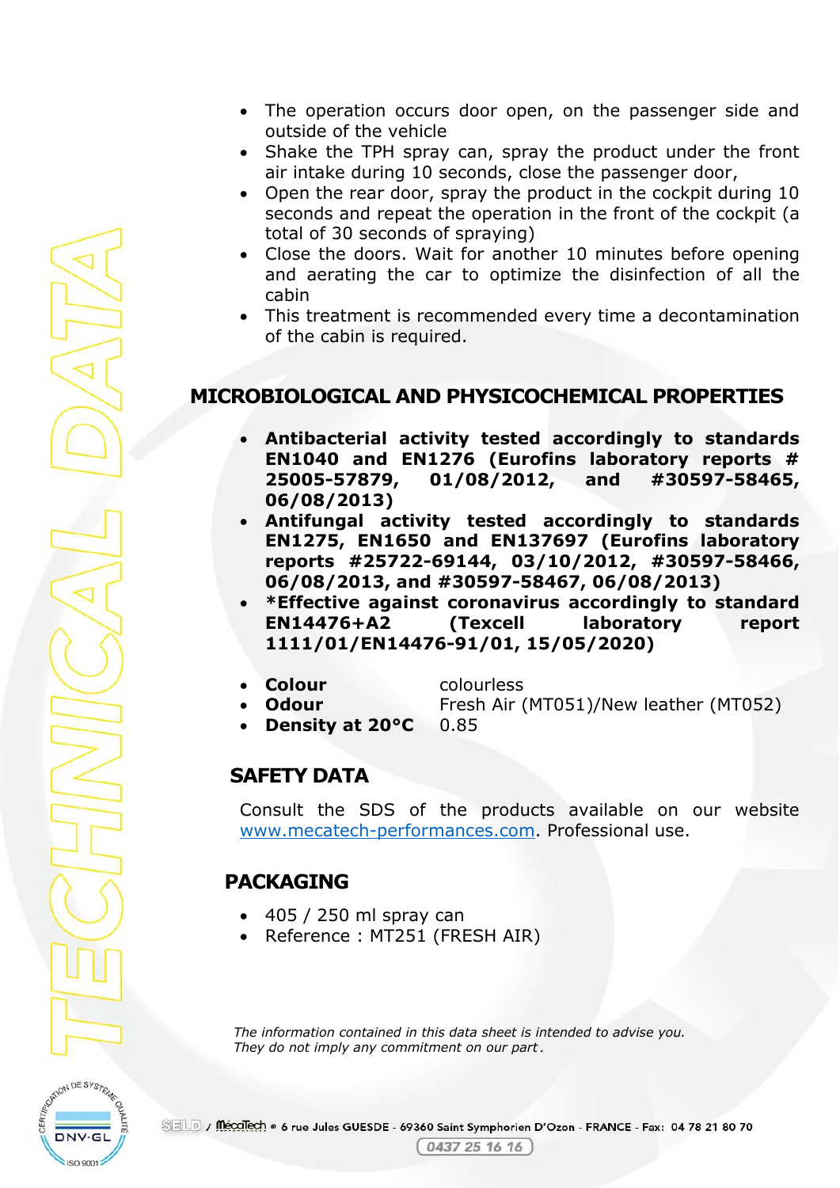- The operation occurs door open, on the passenger side and outside of the vehicle
- Shake the TPH spray can, spray the product under the front air intake during 10 seconds, close the passenger door,
- Open the rear door, spray the product in the cockpit during 10 seconds and repeat the operation in the front of the cockpit (a total of 30 seconds of spraying)
- Close the doors. Wait for another 10 minutes before opening and aerating the car to optimize the disinfection of all the cabin
- This treatment is recommended every time a decontamination of the cabin is required.

## MICROBIOLOGICAL AND PHYSICOCHEMICAL PROPERTIES

- **Antibacterial activity tested accordingly to standards EN1040 and EN1276 (Eurofins laboratory reports # 25005-57879, 01/08/2012, and #30597-58465, 06/08/2013)**
- **Antifungal activity tested accordingly to standards EN1275, EN1650 and EN137697 (Eurofins laboratory reports #25722-69144, 03/10/2012, #30597-58466, 06/08/2013, and #30597-58467, 06/08/2013)**
- ***Effective against coronavirus accordingly to standard EN14476+A2 (Texcell laboratory report 1111/01/EN14476-91/01, 15/05/2020)**

- **Colour** colourless
- **Odour** Fresh Air (MT051)/New leather (MT052)
- **Density at 20°C** 0.85

## SAFETY DATA

Consult the SDS of the products available on our website www.mecatech-performances.com. Professional use.

## PACKAGING

- 405 / 250 ml spray can
- Reference : MT251 (FRESH AIR)

*The information contained in this data sheet is intended to advise you. They do not imply any commitment on our part.*

SELD / MécaTech ® 6 rue Jules GUESDE - 69360 Saint Symphorien D'Ozon - FRANCE - Fax: 04 78 21 80 70

0437 25 16 16